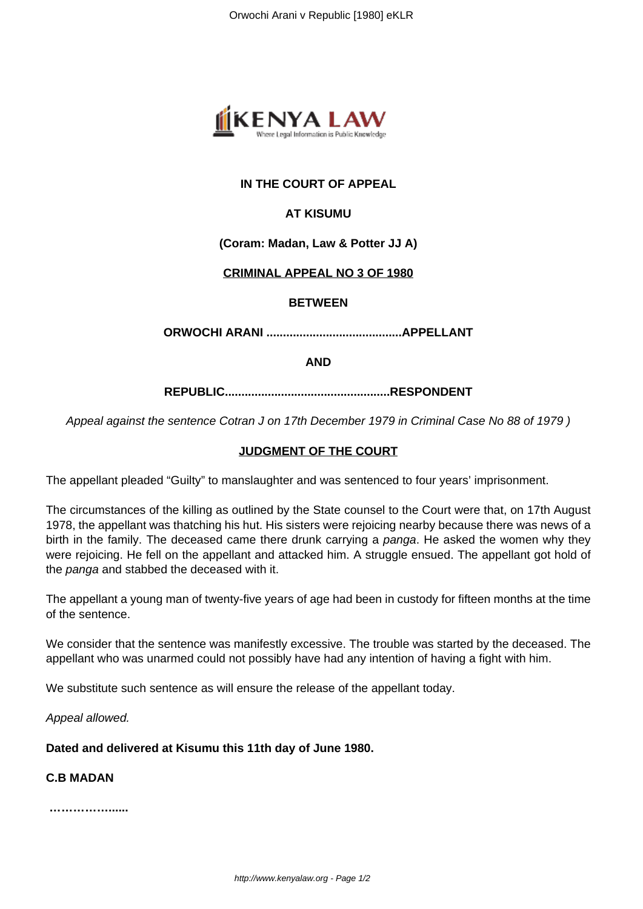**IN THE COURT OF APPEAL**

**AT KISUMU**

**(Coram: Madan, Law & Potter JJ A)**

**CRIMINAL APPEAL NO 3 OF 1980**

**BETWEEN**

**ORWOCHI ARANI .........................................APPELLANT**

**AND**

**REPUBLIC.................................................RESPONDENT**

*Appeal against the sentence Cotran J on 17th December 1979 in Criminal Case No 88 of 1979 )*

**JUDGMENT OF THE COURT**

The appellant pleaded "Guilty" to manslaughter and was sentenced to four years' imprisonment.

The circumstances of the killing as outlined by the State counsel to the Court were that, on 17th August 1978, the appellant was thatching his hut. His sisters were rejoicing nearby because there was news of a birth in the family. The deceased came there drunk carrying a *panga*. He asked the women why they were rejoicing. He fell on the appellant and attacked him. A struggle ensued. The appellant got hold of the *panga* and stabbed the deceased with it.

The appellant a young man of twenty-five years of age had been in custody for fifteen months at the time of the sentence.

We consider that the sentence was manifestly excessive. The trouble was started by the deceased. The appellant who was unarmed could not possibly have had any intention of having a fight with him.

We substitute such sentence as will ensure the release of the appellant today.

*Appeal allowed.*

**Dated and delivered at Kisumu this 11th day of June 1980.**

**C.B MADAN**

**……………......**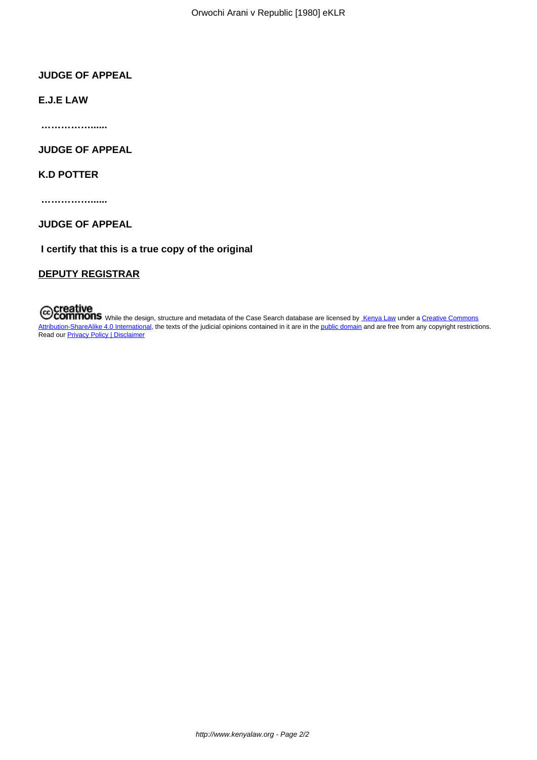**JUDGE OF APPEAL**

**E.J.E LAW**

**……………......**

**JUDGE OF APPEAL**

**K.D POTTER**

**……………......**

**JUDGE OF APPEAL**

**I certify that this is a true copy of the original**

**DEPUTY REGISTRAR**

While the design, structure and metadata of the Case Search database are licensed by Kenya Law under a Creative Commons Attribution-ShareAlike 4.0 International, the texts of the judicial opinions contained in it are in the public domain and are free from any copyright restrictions. Read our Privacy Policy | Disclaimer